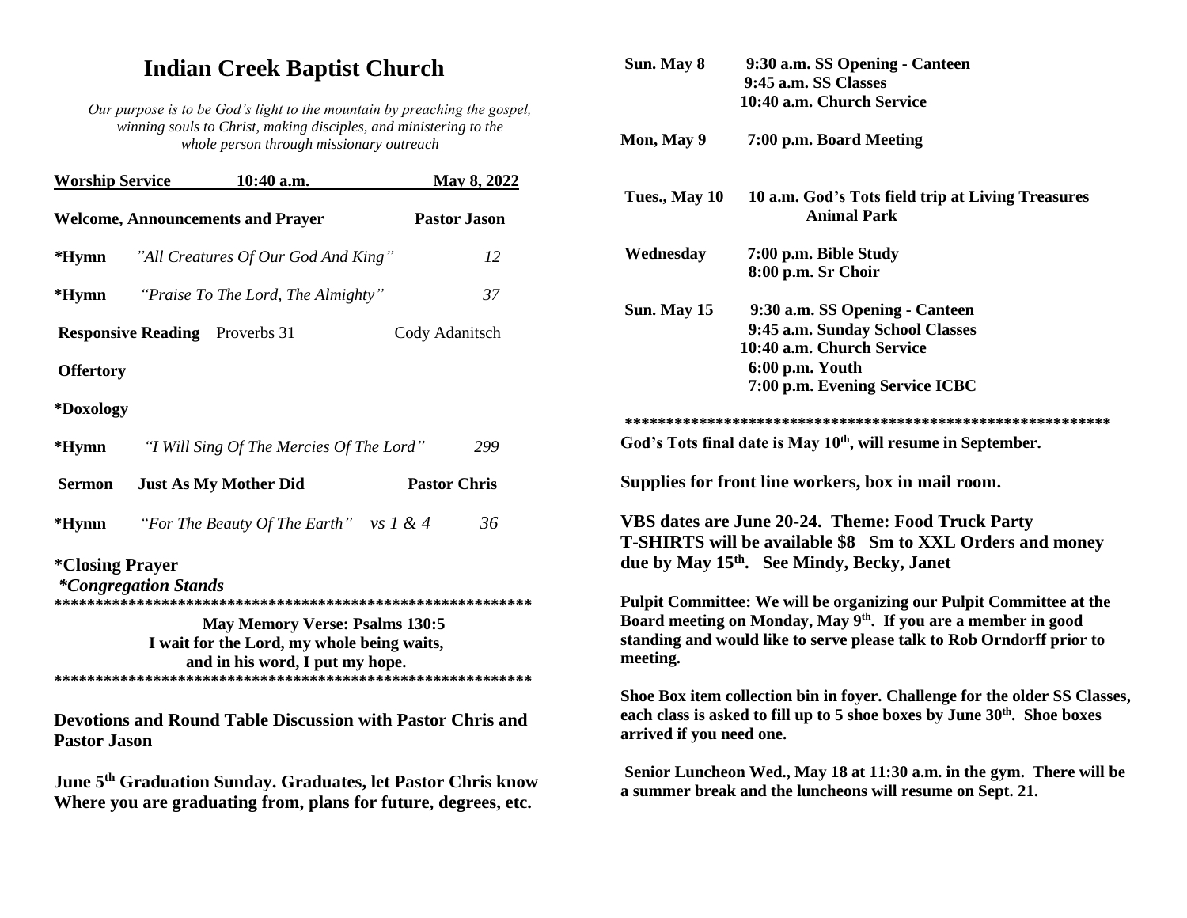# Indian Creek Baptist Church

*Our purpose is to be God's light to the mountain by preaching the gospel, winning souls to Christ, making disciples, and ministering to the whole person through missionary outreach*

| **Worship Service** | **10:40 a.m.** | **May 8, 2022** |
|---|---|---|
| **Welcome, Announcements and Prayer** | | **Pastor Jason** |
| **\*Hymn** | *"All Creatures Of Our God And King"* | *12* |
| **\*Hymn** | *"Praise To The Lord, The Almighty"* | *37* |
| **Responsive Reading** | Proverbs 31 | Cody Adanitsch |
| **Offertory** | | |
| **\*Doxology** | | |
| **\*Hymn** | *"I Will Sing Of The Mercies Of The Lord"* | *299* |
| **Sermon** | **Just As My Mother Did** | **Pastor Chris** |
| **\*Hymn** | *"For The Beauty Of The Earth" vs 1 & 4* | *36* |

**\*Closing Prayer**

***\*Congregation Stands***

\*\*\*\*\*\*\*\*\*\*\*\*\*\*\*\*\*\*\*\*\*\*\*\*\*\*\*\*\*\*\*\*\*\*\*\*\*\*\*\*\*\*\*\*\*\*\*\*\*\*\*\*\*\*\*\*\*\*

**May Memory Verse: Psalms 130:5**
**I wait for the Lord, my whole being waits,**
**and in his word, I put my hope.**

\*\*\*\*\*\*\*\*\*\*\*\*\*\*\*\*\*\*\*\*\*\*\*\*\*\*\*\*\*\*\*\*\*\*\*\*\*\*\*\*\*\*\*\*\*\*\*\*\*\*\*\*\*\*\*\*\*\*

**Devotions and Round Table Discussion with Pastor Chris and Pastor Jason**

**June 5th Graduation Sunday. Graduates, let Pastor Chris know Where you are graduating from, plans for future, degrees, etc.**

| | |
|---|---|
| **Sun. May 8** | **9:30 a.m. SS Opening - Canteen**<br>**9:45 a.m. SS Classes**<br>**10:40 a.m. Church Service** |
| **Mon, May 9** | **7:00 p.m. Board Meeting** |
| **Tues., May 10** | **10 a.m. God's Tots field trip at Living Treasures Animal Park** |
| **Wednesday** | **7:00 p.m. Bible Study**<br>**8:00 p.m. Sr Choir** |
| **Sun. May 15** | **9:30 a.m. SS Opening - Canteen**<br>**9:45 a.m. Sunday School Classes**<br>**10:40 a.m. Church Service**<br>**6:00 p.m. Youth**<br>**7:00 p.m. Evening Service ICBC** |

\*\*\*\*\*\*\*\*\*\*\*\*\*\*\*\*\*\*\*\*\*\*\*\*\*\*\*\*\*\*\*\*\*\*\*\*\*\*\*\*\*\*\*\*\*\*\*\*\*\*\*\*\*\*\*\*\*\*

**God's Tots final date is May 10th, will resume in September.**

**Supplies for front line workers, box in mail room.**

**VBS dates are June 20-24. Theme: Food Truck Party**
**T-SHIRTS will be available $8 Sm to XXL Orders and money due by May 15th. See Mindy, Becky, Janet**

**Pulpit Committee: We will be organizing our Pulpit Committee at the Board meeting on Monday, May 9th. If you are a member in good standing and would like to serve please talk to Rob Orndorff prior to meeting.**

**Shoe Box item collection bin in foyer. Challenge for the older SS Classes, each class is asked to fill up to 5 shoe boxes by June 30th. Shoe boxes arrived if you need one.**

**Senior Luncheon Wed., May 18 at 11:30 a.m. in the gym. There will be a summer break and the luncheons will resume on Sept. 21.**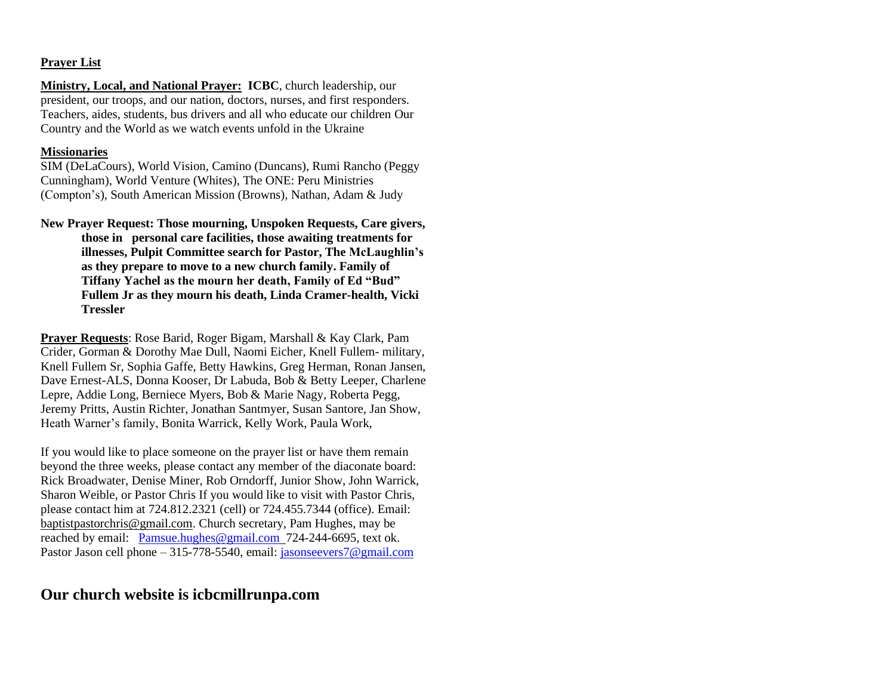**Prayer List**

**Ministry, Local, and National Prayer: ICBC**, church leadership, our president, our troops, and our nation, doctors, nurses, and first responders. Teachers, aides, students, bus drivers and all who educate our children Our Country and the World as we watch events unfold in the Ukraine

**Missionaries**

SIM (DeLaCours), World Vision, Camino (Duncans), Rumi Rancho (Peggy Cunningham), World Venture (Whites), The ONE: Peru Ministries (Compton's), South American Mission (Browns), Nathan, Adam & Judy

**New Prayer Request: Those mourning, Unspoken Requests, Care givers, those in personal care facilities, those awaiting treatments for illnesses, Pulpit Committee search for Pastor, The McLaughlin's as they prepare to move to a new church family. Family of Tiffany Yachel as the mourn her death, Family of Ed "Bud" Fullem Jr as they mourn his death, Linda Cramer-health, Vicki Tressler**

**Prayer Requests**: Rose Barid, Roger Bigam, Marshall & Kay Clark, Pam Crider, Gorman & Dorothy Mae Dull, Naomi Eicher, Knell Fullem- military, Knell Fullem Sr, Sophia Gaffe, Betty Hawkins, Greg Herman, Ronan Jansen, Dave Ernest-ALS, Donna Kooser, Dr Labuda, Bob & Betty Leeper, Charlene Lepre, Addie Long, Berniece Myers, Bob & Marie Nagy, Roberta Pegg, Jeremy Pritts, Austin Richter, Jonathan Santmyer, Susan Santore, Jan Show, Heath Warner's family, Bonita Warrick, Kelly Work, Paula Work,

If you would like to place someone on the prayer list or have them remain beyond the three weeks, please contact any member of the diaconate board: Rick Broadwater, Denise Miner, Rob Orndorff, Junior Show, John Warrick, Sharon Weible, or Pastor Chris If you would like to visit with Pastor Chris, please contact him at 724.812.2321 (cell) or 724.455.7344 (office). Email: baptistpastorchris@gmail.com. Church secretary, Pam Hughes, may be reached by email: Pamsue.hughes@gmail.com 724-244-6695, text ok. Pastor Jason cell phone – 315-778-5540, email: jasonseevers7@gmail.com

## Our church website is icbcmillrunpa.com